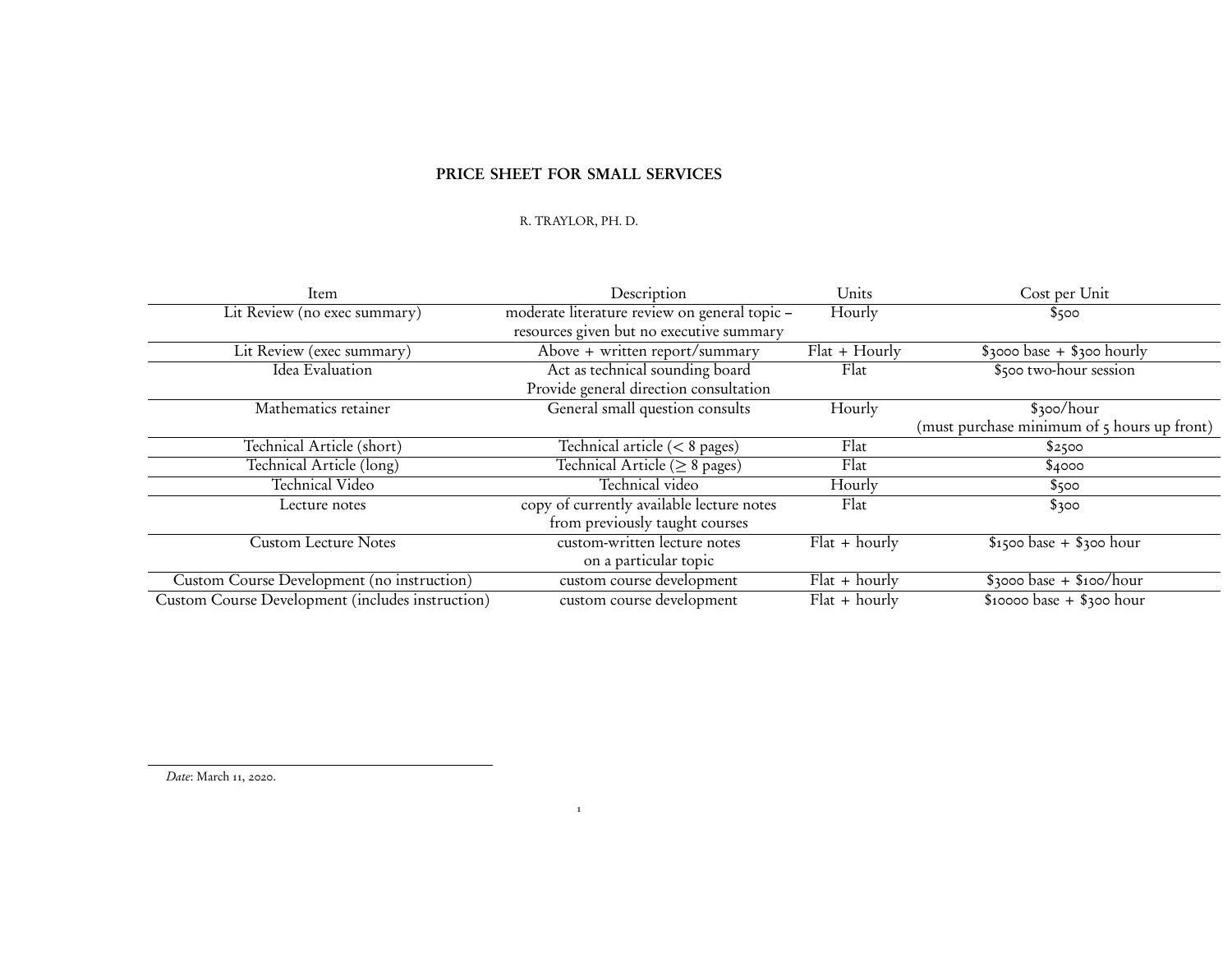# PRICE SHEET FOR SMALL SERVICES

R. TRAYLOR, PH. D.

| Item | Description | Units | Cost per Unit |
|---|---|---|---|
| Lit Review (no exec summary) | moderate literature review on general topic – resources given but no executive summary | Hourly | $500 |
| Lit Review (exec summary) | Above + written report/summary | Flat + Hourly | $3000 base + $300 hourly |
| Idea Evaluation | Act as technical sounding board<br>Provide general direction consultation | Flat | $500 two-hour session |
| Mathematics retainer | General small question consults | Hourly | $300/hour<br>(must purchase minimum of 5 hours up front) |
| Technical Article (short) | Technical article ($<$ 8 pages) | Flat | $2500 |
| Technical Article (long) | Technical Article ($\geq$ 8 pages) | Flat | $4000 |
| Technical Video | Technical video | Hourly | $500 |
| Lecture notes | copy of currently available lecture notes from previously taught courses | Flat | $300 |
| Custom Lecture Notes | custom-written lecture notes on a particular topic | Flat + hourly | $1500 base + $300 hour |
| Custom Course Development (no instruction) | custom course development | Flat + hourly | $3000 base + $100/hour |
| Custom Course Development (includes instruction) | custom course development | Flat + hourly | $10000 base + $300 hour |

*Date*: March 11, 2020.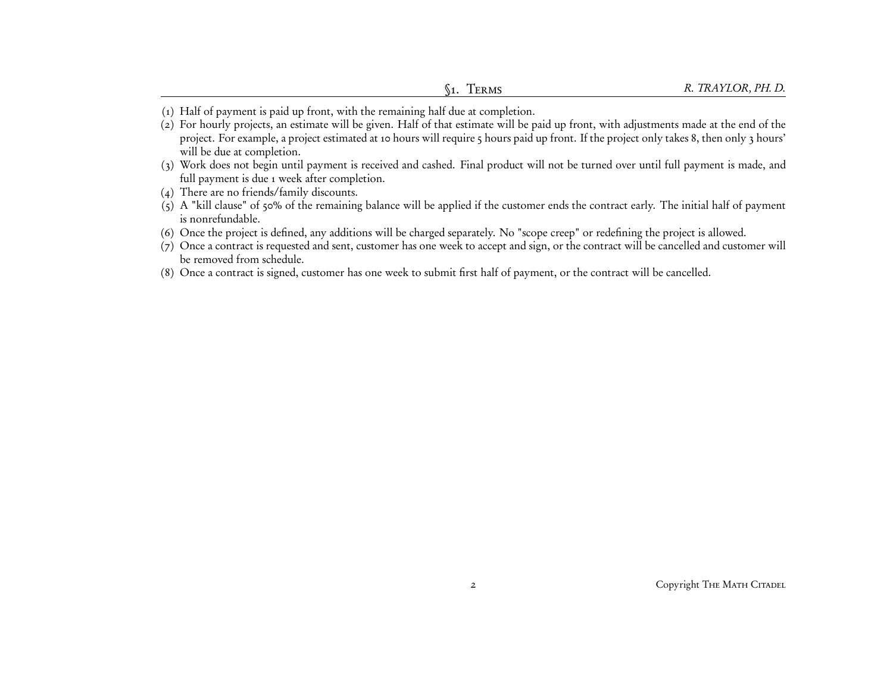## §1. Terms

(1) Half of payment is paid up front, with the remaining half due at completion.
(2) For hourly projects, an estimate will be given. Half of that estimate will be paid up front, with adjustments made at the end of the project. For example, a project estimated at 10 hours will require 5 hours paid up front. If the project only takes 8, then only 3 hours' will be due at completion.
(3) Work does not begin until payment is received and cashed. Final product will not be turned over until full payment is made, and full payment is due 1 week after completion.
(4) There are no friends/family discounts.
(5) A "kill clause" of 50% of the remaining balance will be applied if the customer ends the contract early. The initial half of payment is nonrefundable.
(6) Once the project is defined, any additions will be charged separately. No "scope creep" or redefining the project is allowed.
(7) Once a contract is requested and sent, customer has one week to accept and sign, or the contract will be cancelled and customer will be removed from schedule.
(8) Once a contract is signed, customer has one week to submit first half of payment, or the contract will be cancelled.